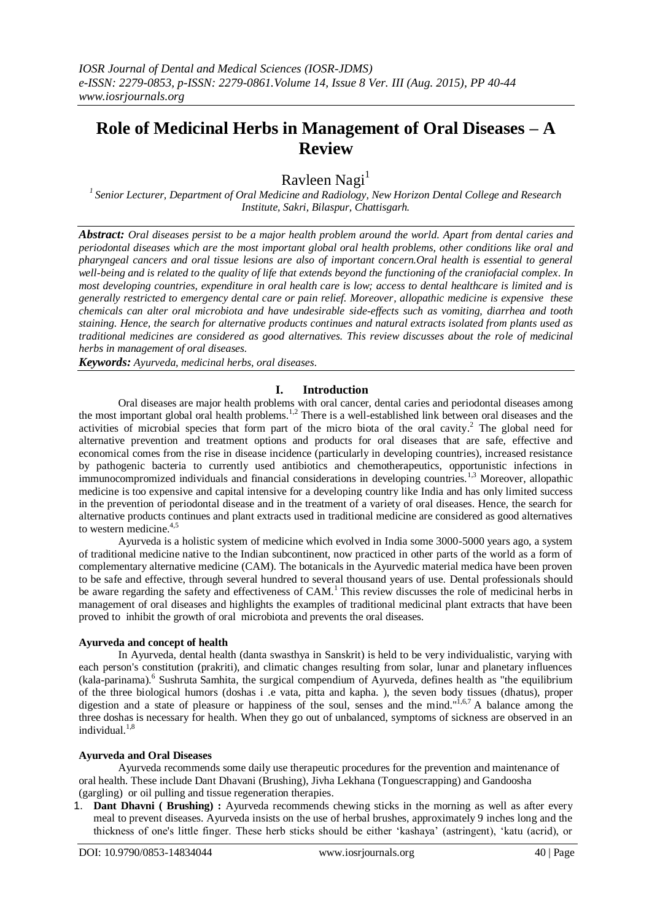# Role of Medicinal Herbs in Management of Oral Diseases – A Review

Ravleen Nagi[1]

[1] *Senior Lecturer, Department of Oral Medicine and Radiology, New Horizon Dental College and Research Institute, Sakri, Bilaspur, Chattisgarh.*

***Abstract:*** *Oral diseases persist to be a major health problem around the world. Apart from dental caries and periodontal diseases which are the most important global oral health problems, other conditions like oral and pharyngeal cancers and oral tissue lesions are also of important concern.Oral health is essential to general well-being and is related to the quality of life that extends beyond the functioning of the craniofacial complex. In most developing countries, expenditure in oral health care is low; access to dental healthcare is limited and is generally restricted to emergency dental care or pain relief. Moreover, allopathic medicine is expensive these chemicals can alter oral microbiota and have undesirable side-effects such as vomiting, diarrhea and tooth staining. Hence, the search for alternative products continues and natural extracts isolated from plants used as traditional medicines are considered as good alternatives. This review discusses about the role of medicinal herbs in management of oral diseases.*

***Keywords:*** *Ayurveda, medicinal herbs, oral diseases.*

## I. Introduction

Oral diseases are major health problems with oral cancer, dental caries and periodontal diseases among the most important global oral health problems.[1,2] There is a well-established link between oral diseases and the activities of microbial species that form part of the micro biota of the oral cavity.[2] The global need for alternative prevention and treatment options and products for oral diseases that are safe, effective and economical comes from the rise in disease incidence (particularly in developing countries), increased resistance by pathogenic bacteria to currently used antibiotics and chemotherapeutics, opportunistic infections in immunocompromized individuals and financial considerations in developing countries.[1,3] Moreover, allopathic medicine is too expensive and capital intensive for a developing country like India and has only limited success in the prevention of periodontal disease and in the treatment of a variety of oral diseases. Hence, the search for alternative products continues and plant extracts used in traditional medicine are considered as good alternatives to western medicine.[4,5]

Ayurveda is a holistic system of medicine which evolved in India some 3000-5000 years ago, a system of traditional medicine native to the Indian subcontinent, now practiced in other parts of the world as a form of complementary alternative medicine (CAM). The botanicals in the Ayurvedic material medica have been proven to be safe and effective, through several hundred to several thousand years of use. Dental professionals should be aware regarding the safety and effectiveness of CAM.[1] This review discusses the role of medicinal herbs in management of oral diseases and highlights the examples of traditional medicinal plant extracts that have been proved to inhibit the growth of oral microbiota and prevents the oral diseases.

### Ayurveda and concept of health

In Ayurveda, dental health (danta swasthya in Sanskrit) is held to be very individualistic, varying with each person's constitution (prakriti), and climatic changes resulting from solar, lunar and planetary influences (kala-parinama).[6] Sushruta Samhita, the surgical compendium of Ayurveda, defines health as "the equilibrium of the three biological humors (doshas i .e vata, pitta and kapha. ), the seven body tissues (dhatus), proper digestion and a state of pleasure or happiness of the soul, senses and the mind."[1,6,7] A balance among the three doshas is necessary for health. When they go out of unbalanced, symptoms of sickness are observed in an individual.[1,8]

### Ayurveda and Oral Diseases

Ayurveda recommends some daily use therapeutic procedures for the prevention and maintenance of oral health. These include Dant Dhavani (Brushing), Jivha Lekhana (Tonguescrapping) and Gandoosha (gargling) or oil pulling and tissue regeneration therapies.

1. **Dant Dhavni ( Brushing) :** Ayurveda recommends chewing sticks in the morning as well as after every meal to prevent diseases. Ayurveda insists on the use of herbal brushes, approximately 9 inches long and the thickness of one's little finger. These herb sticks should be either 'kashaya' (astringent), 'katu (acrid), or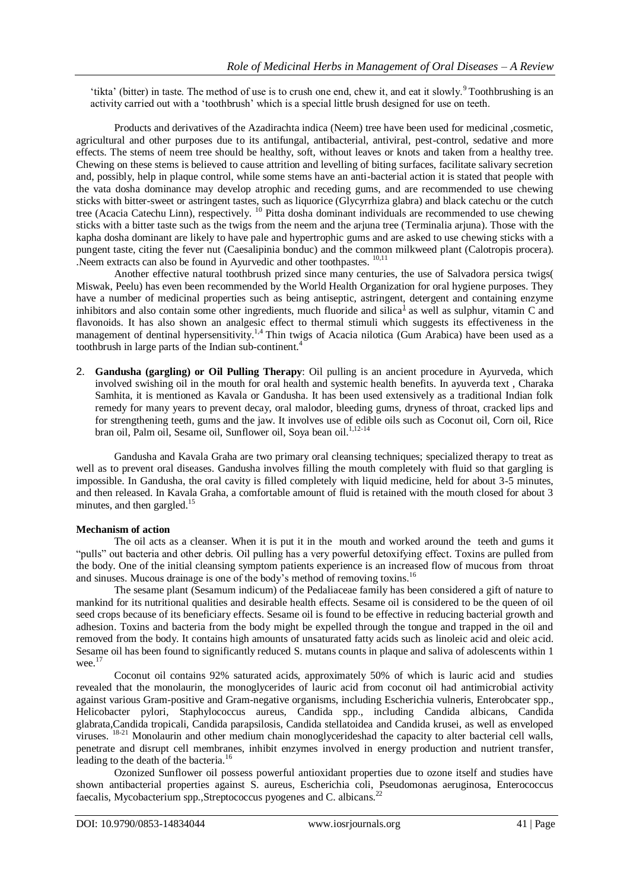'tikta' (bitter) in taste. The method of use is to crush one end, chew it, and eat it slowly.[9] Toothbrushing is an activity carried out with a 'toothbrush' which is a special little brush designed for use on teeth.

Products and derivatives of the Azadirachta indica (Neem) tree have been used for medicinal ,cosmetic, agricultural and other purposes due to its antifungal, antibacterial, antiviral, pest-control, sedative and more effects. The stems of neem tree should be healthy, soft, without leaves or knots and taken from a healthy tree. Chewing on these stems is believed to cause attrition and levelling of biting surfaces, facilitate salivary secretion and, possibly, help in plaque control, while some stems have an anti-bacterial action it is stated that people with the vata dosha dominance may develop atrophic and receding gums, and are recommended to use chewing sticks with bitter-sweet or astringent tastes, such as liquorice (Glycyrrhiza glabra) and black catechu or the cutch tree (Acacia Catechu Linn), respectively. [10] Pitta dosha dominant individuals are recommended to use chewing sticks with a bitter taste such as the twigs from the neem and the arjuna tree (Terminalia arjuna). Those with the kapha dosha dominant are likely to have pale and hypertrophic gums and are asked to use chewing sticks with a pungent taste, citing the fever nut (Caesalipinia bonduc) and the common milkweed plant (Calotropis procera). .Neem extracts can also be found in Ayurvedic and other toothpastes. [10,11]

Another effective natural toothbrush prized since many centuries, the use of Salvadora persica twigs( Miswak, Peelu) has even been recommended by the World Health Organization for oral hygiene purposes. They have a number of medicinal properties such as being antiseptic, astringent, detergent and containing enzyme inhibitors and also contain some other ingredients, much fluoride and silica[1] as well as sulphur, vitamin C and flavonoids. It has also shown an analgesic effect to thermal stimuli which suggests its effectiveness in the management of dentinal hypersensitivity.[1,4] Thin twigs of Acacia nilotica (Gum Arabica) have been used as a toothbrush in large parts of the Indian sub-continent.[4]

2. **Gandusha (gargling) or Oil Pulling Therapy**: Oil pulling is an ancient procedure in Ayurveda, which involved swishing oil in the mouth for oral health and systemic health benefits. In ayuverda text , Charaka Samhita, it is mentioned as Kavala or Gandusha. It has been used extensively as a traditional Indian folk remedy for many years to prevent decay, oral malodor, bleeding gums, dryness of throat, cracked lips and for strengthening teeth, gums and the jaw. It involves use of edible oils such as Coconut oil, Corn oil, Rice bran oil, Palm oil, Sesame oil, Sunflower oil, Soya bean oil.[1,12-14]

Gandusha and Kavala Graha are two primary oral cleansing techniques; specialized therapy to treat as well as to prevent oral diseases. Gandusha involves filling the mouth completely with fluid so that gargling is impossible. In Gandusha, the oral cavity is filled completely with liquid medicine, held for about 3-5 minutes, and then released. In Kavala Graha, a comfortable amount of fluid is retained with the mouth closed for about 3 minutes, and then gargled.[15]

**Mechanism of action**

The oil acts as a cleanser. When it is put it in the mouth and worked around the teeth and gums it "pulls" out bacteria and other debris. Oil pulling has a very powerful detoxifying effect. Toxins are pulled from the body. One of the initial cleansing symptom patients experience is an increased flow of mucous from throat and sinuses. Mucous drainage is one of the body's method of removing toxins.[16]

The sesame plant (Sesamum indicum) of the Pedaliaceae family has been considered a gift of nature to mankind for its nutritional qualities and desirable health effects. Sesame oil is considered to be the queen of oil seed crops because of its beneficiary effects. Sesame oil is found to be effective in reducing bacterial growth and adhesion. Toxins and bacteria from the body might be expelled through the tongue and trapped in the oil and removed from the body. It contains high amounts of unsaturated fatty acids such as linoleic acid and oleic acid. Sesame oil has been found to significantly reduced S. mutans counts in plaque and saliva of adolescents within 1 wee.[17]

Coconut oil contains 92% saturated acids, approximately 50% of which is lauric acid and studies revealed that the monolaurin, the monoglycerides of lauric acid from coconut oil had antimicrobial activity against various Gram-positive and Gram-negative organisms, including Escherichia vulneris, Enterobcater spp., Helicobacter pylori, Staphylococcus aureus, Candida spp., including Candida albicans, Candida glabrata,Candida tropicali, Candida parapsilosis, Candida stellatoidea and Candida krusei, as well as enveloped viruses. [18-21] Monolaurin and other medium chain monoglycerideshad the capacity to alter bacterial cell walls, penetrate and disrupt cell membranes, inhibit enzymes involved in energy production and nutrient transfer, leading to the death of the bacteria.[16]

Ozonized Sunflower oil possess powerful antioxidant properties due to ozone itself and studies have shown antibacterial properties against S. aureus, Escherichia coli, Pseudomonas aeruginosa, Enterococcus faecalis, Mycobacterium spp.,Streptococcus pyogenes and C. albicans.[22]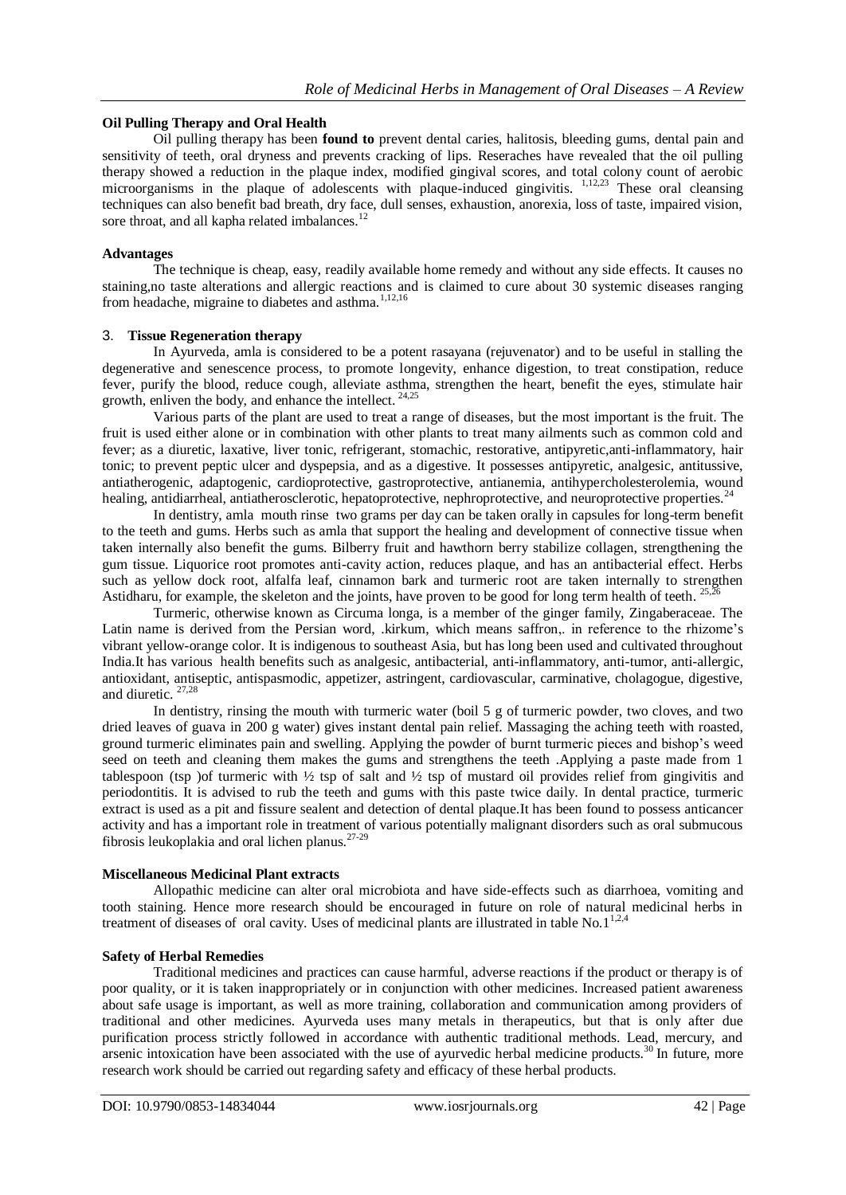**Oil Pulling Therapy and Oral Health**

Oil pulling therapy has been **found to** prevent dental caries, halitosis, bleeding gums, dental pain and sensitivity of teeth, oral dryness and prevents cracking of lips. Reseraches have revealed that the oil pulling therapy showed a reduction in the plaque index, modified gingival scores, and total colony count of aerobic microorganisms in the plaque of adolescents with plaque-induced gingivitis. [1,12,23] These oral cleansing techniques can also benefit bad breath, dry face, dull senses, exhaustion, anorexia, loss of taste, impaired vision, sore throat, and all kapha related imbalances.[12]

**Advantages**

The technique is cheap, easy, readily available home remedy and without any side effects. It causes no staining,no taste alterations and allergic reactions and is claimed to cure about 30 systemic diseases ranging from headache, migraine to diabetes and asthma.[1,12,16]

3. **Tissue Regeneration therapy**

In Ayurveda, amla is considered to be a potent rasayana (rejuvenator) and to be useful in stalling the degenerative and senescence process, to promote longevity, enhance digestion, to treat constipation, reduce fever, purify the blood, reduce cough, alleviate asthma, strengthen the heart, benefit the eyes, stimulate hair growth, enliven the body, and enhance the intellect. [24,25]

Various parts of the plant are used to treat a range of diseases, but the most important is the fruit. The fruit is used either alone or in combination with other plants to treat many ailments such as common cold and fever; as a diuretic, laxative, liver tonic, refrigerant, stomachic, restorative, antipyretic,anti-inflammatory, hair tonic; to prevent peptic ulcer and dyspepsia, and as a digestive. It possesses antipyretic, analgesic, antitussive, antiatherogenic, adaptogenic, cardioprotective, gastroprotective, antianemia, antihypercholesterolemia, wound healing, antidiarrheal, antiatherosclerotic, hepatoprotective, nephroprotective, and neuroprotective properties.[24]

In dentistry, amla mouth rinse two grams per day can be taken orally in capsules for long-term benefit to the teeth and gums. Herbs such as amla that support the healing and development of connective tissue when taken internally also benefit the gums. Bilberry fruit and hawthorn berry stabilize collagen, strengthening the gum tissue. Liquorice root promotes anti-cavity action, reduces plaque, and has an antibacterial effect. Herbs such as yellow dock root, alfalfa leaf, cinnamon bark and turmeric root are taken internally to strengthen Astidharu, for example, the skeleton and the joints, have proven to be good for long term health of teeth. [25,26]

Turmeric, otherwise known as Circuma longa, is a member of the ginger family, Zingaberaceae. The Latin name is derived from the Persian word, .kirkum, which means saffron,. in reference to the rhizome's vibrant yellow-orange color. It is indigenous to southeast Asia, but has long been used and cultivated throughout India.It has various health benefits such as analgesic, antibacterial, anti-inflammatory, anti-tumor, anti-allergic, antioxidant, antiseptic, antispasmodic, appetizer, astringent, cardiovascular, carminative, cholagogue, digestive, and diuretic. [27,28]

In dentistry, rinsing the mouth with turmeric water (boil 5 g of turmeric powder, two cloves, and two dried leaves of guava in 200 g water) gives instant dental pain relief. Massaging the aching teeth with roasted, ground turmeric eliminates pain and swelling. Applying the powder of burnt turmeric pieces and bishop's weed seed on teeth and cleaning them makes the gums and strengthens the teeth .Applying a paste made from 1 tablespoon (tsp )of turmeric with ½ tsp of salt and ½ tsp of mustard oil provides relief from gingivitis and periodontitis. It is advised to rub the teeth and gums with this paste twice daily. In dental practice, turmeric extract is used as a pit and fissure sealent and detection of dental plaque.It has been found to possess anticancer activity and has a important role in treatment of various potentially malignant disorders such as oral submucous fibrosis leukoplakia and oral lichen planus.[27-29]

**Miscellaneous Medicinal Plant extracts**

Allopathic medicine can alter oral microbiota and have side-effects such as diarrhoea, vomiting and tooth staining. Hence more research should be encouraged in future on role of natural medicinal herbs in treatment of diseases of oral cavity. Uses of medicinal plants are illustrated in table No.1[1,2,4]

**Safety of Herbal Remedies**

Traditional medicines and practices can cause harmful, adverse reactions if the product or therapy is of poor quality, or it is taken inappropriately or in conjunction with other medicines. Increased patient awareness about safe usage is important, as well as more training, collaboration and communication among providers of traditional and other medicines. Ayurveda uses many metals in therapeutics, but that is only after due purification process strictly followed in accordance with authentic traditional methods. Lead, mercury, and arsenic intoxication have been associated with the use of ayurvedic herbal medicine products.[30] In future, more research work should be carried out regarding safety and efficacy of these herbal products.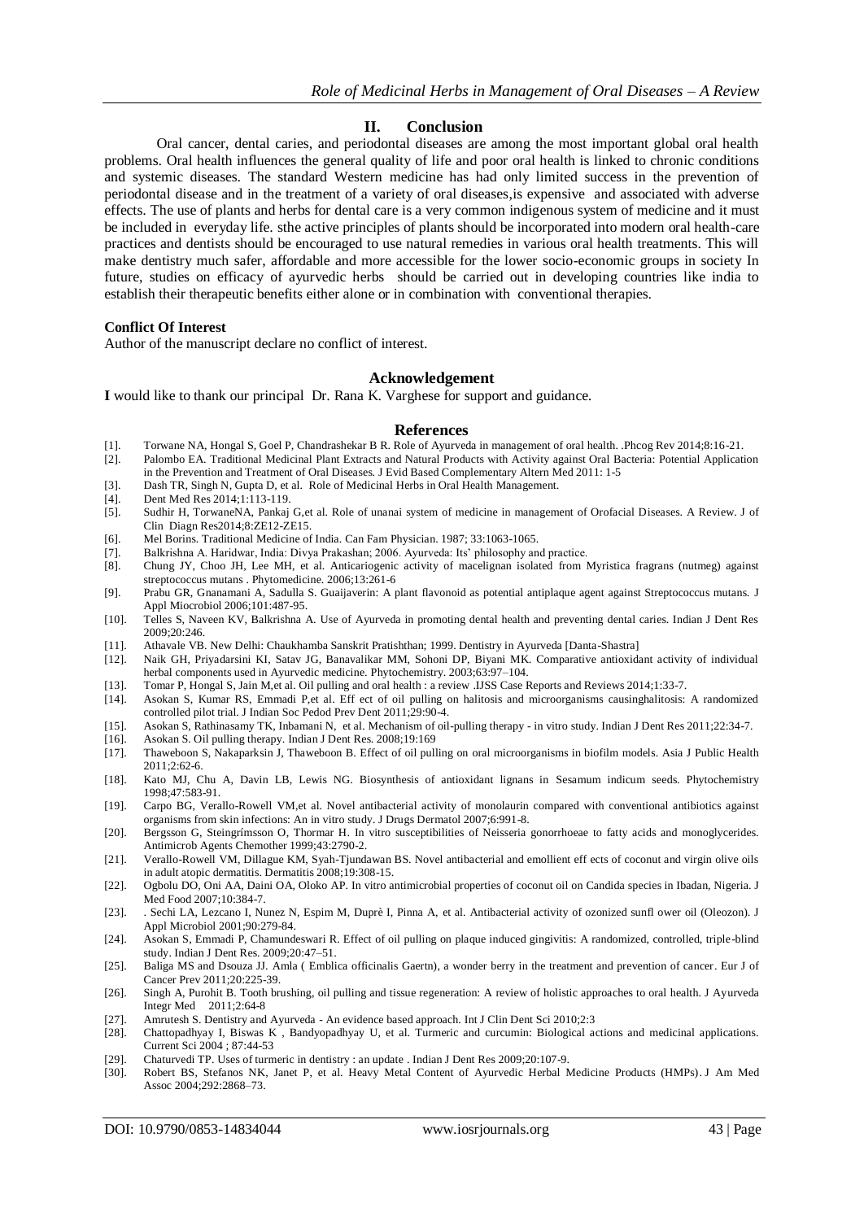## II. Conclusion

Oral cancer, dental caries, and periodontal diseases are among the most important global oral health problems. Oral health influences the general quality of life and poor oral health is linked to chronic conditions and systemic diseases. The standard Western medicine has had only limited success in the prevention of periodontal disease and in the treatment of a variety of oral diseases,is expensive and associated with adverse effects. The use of plants and herbs for dental care is a very common indigenous system of medicine and it must be included in everyday life. sthe active principles of plants should be incorporated into modern oral health-care practices and dentists should be encouraged to use natural remedies in various oral health treatments. This will make dentistry much safer, affordable and more accessible for the lower socio-economic groups in society In future, studies on efficacy of ayurvedic herbs should be carried out in developing countries like india to establish their therapeutic benefits either alone or in combination with conventional therapies.

**Conflict Of Interest**

Author of the manuscript declare no conflict of interest.

### Acknowledgement

**I** would like to thank our principal Dr. Rana K. Varghese for support and guidance.

### References

[1]. Torwane NA, Hongal S, Goel P, Chandrashekar B R. Role of Ayurveda in management of oral health. .Phcog Rev 2014;8:16-21.
[2]. Palombo EA. Traditional Medicinal Plant Extracts and Natural Products with Activity against Oral Bacteria: Potential Application in the Prevention and Treatment of Oral Diseases. J Evid Based Complementary Altern Med 2011: 1-5
[3]. Dash TR, Singh N, Gupta D, et al. Role of Medicinal Herbs in Oral Health Management.
[4]. Dent Med Res 2014;1:113-119.
[5]. Sudhir H, TorwaneNA, Pankaj G,et al. Role of unanai system of medicine in management of Orofacial Diseases. A Review. J of Clin Diagn Res2014;8:ZE12-ZE15.
[6]. Mel Borins. Traditional Medicine of India. Can Fam Physician. 1987; 33:1063-1065.
[7]. Balkrishna A. Haridwar, India: Divya Prakashan; 2006. Ayurveda: Its' philosophy and practice.
[8]. Chung JY, Choo JH, Lee MH, et al. Anticariogenic activity of macelignan isolated from Myristica fragrans (nutmeg) against streptococcus mutans . Phytomedicine. 2006;13:261-6
[9]. Prabu GR, Gnanamani A, Sadulla S. Guaijaverin: A plant flavonoid as potential antiplaque agent against Streptococcus mutans. J Appl Miocrobiol 2006;101:487-95.
[10]. Telles S, Naveen KV, Balkrishna A. Use of Ayurveda in promoting dental health and preventing dental caries. Indian J Dent Res 2009;20:246.
[11]. Athavale VB. New Delhi: Chaukhamba Sanskrit Pratishthan; 1999. Dentistry in Ayurveda [Danta-Shastra]
[12]. Naik GH, Priyadarsini KI, Satav JG, Banavalikar MM, Sohoni DP, Biyani MK. Comparative antioxidant activity of individual herbal components used in Ayurvedic medicine. Phytochemistry. 2003;63:97–104.
[13]. Tomar P, Hongal S, Jain M,et al. Oil pulling and oral health : a review .IJSS Case Reports and Reviews 2014;1:33-7.
[14]. Asokan S, Kumar RS, Emmadi P,et al. Eff ect of oil pulling on halitosis and microorganisms causinghalitosis: A randomized controlled pilot trial. J Indian Soc Pedod Prev Dent 2011;29:90-4.
[15]. Asokan S, Rathinasamy TK, Inbamani N, et al. Mechanism of oil-pulling therapy - in vitro study. Indian J Dent Res 2011;22:34-7.
[16]. Asokan S. Oil pulling therapy. Indian J Dent Res. 2008;19:169
[17]. Thaweboon S, Nakaparksin J, Thaweboon B. Effect of oil pulling on oral microorganisms in biofilm models. Asia J Public Health 2011;2:62-6.
[18]. Kato MJ, Chu A, Davin LB, Lewis NG. Biosynthesis of antioxidant lignans in Sesamum indicum seeds. Phytochemistry 1998;47:583-91.
[19]. Carpo BG, Verallo-Rowell VM,et al. Novel antibacterial activity of monolaurin compared with conventional antibiotics against organisms from skin infections: An in vitro study. J Drugs Dermatol 2007;6:991-8.
[20]. Bergsson G, Steingrímsson O, Thormar H. In vitro susceptibilities of Neisseria gonorrhoeae to fatty acids and monoglycerides. Antimicrob Agents Chemother 1999;43:2790-2.
[21]. Verallo-Rowell VM, Dillague KM, Syah-Tjundawan BS. Novel antibacterial and emollient eff ects of coconut and virgin olive oils in adult atopic dermatitis. Dermatitis 2008;19:308-15.
[22]. Ogbolu DO, Oni AA, Daini OA, Oloko AP. In vitro antimicrobial properties of coconut oil on Candida species in Ibadan, Nigeria. J Med Food 2007;10:384-7.
[23]. . Sechi LA, Lezcano I, Nunez N, Espim M, Duprè I, Pinna A, et al. Antibacterial activity of ozonized sunfl ower oil (Oleozon). J Appl Microbiol 2001;90:279-84.
[24]. Asokan S, Emmadi P, Chamundeswari R. Effect of oil pulling on plaque induced gingivitis: A randomized, controlled, triple-blind study. Indian J Dent Res. 2009;20:47–51.
[25]. Baliga MS and Dsouza JJ. Amla ( Emblica officinalis Gaertn), a wonder berry in the treatment and prevention of cancer. Eur J of Cancer Prev 2011;20:225-39.
[26]. Singh A, Purohit B. Tooth brushing, oil pulling and tissue regeneration: A review of holistic approaches to oral health. J Ayurveda Integr Med 2011;2:64-8
[27]. Amrutesh S. Dentistry and Ayurveda - An evidence based approach. Int J Clin Dent Sci 2010;2:3
[28]. Chattopadhyay I, Biswas K , Bandyopadhyay U, et al. Turmeric and curcumin: Biological actions and medicinal applications. Current Sci 2004 ; 87:44-53
[29]. Chaturvedi TP. Uses of turmeric in dentistry : an update . Indian J Dent Res 2009;20:107-9.
[30]. Robert BS, Stefanos NK, Janet P, et al. Heavy Metal Content of Ayurvedic Herbal Medicine Products (HMPs). J Am Med Assoc 2004;292:2868–73.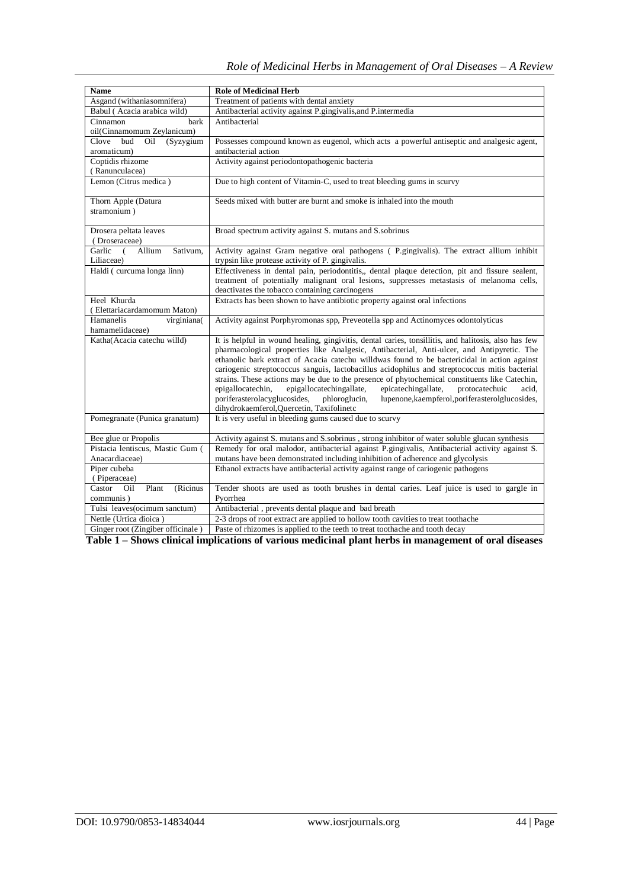| Name | Role of Medicinal Herb |
|---|---|
| Asgand (withaniasomnifera) | Treatment of patients with dental anxiety |
| Babul ( Acacia arabica wild) | Antibacterial activity against P.gingivalis,and P.intermedia |
| Cinnamon bark oil(Cinnamomum Zeylanicum) | Antibacterial |
| Clove bud Oil (Syzygium aromaticum) | Possesses compound known as eugenol, which acts a powerful antiseptic and analgesic agent, antibacterial action |
| Coptidis rhizome ( Ranunculacea) | Activity against periodontopathogenic bacteria |
| Lemon (Citrus medica ) | Due to high content of Vitamin-C, used to treat bleeding gums in scurvy |
| Thorn Apple (Datura stramonium ) | Seeds mixed with butter are burnt and smoke is inhaled into the mouth |
| Drosera peltata leaves ( Droseraceae) | Broad spectrum activity against S. mutans and S.sobrinus |
| Garlic ( Allium Sativum, Liliaceae) | Activity against Gram negative oral pathogens ( P.gingivalis). The extract allium inhibit trypsin like protease activity of P. gingivalis. |
| Haldi ( curcuma longa linn) | Effectiveness in dental pain, periodontitis,, dental plaque detection, pit and fissure sealent, treatment of potentially malignant oral lesions, suppresses metastasis of melanoma cells, deactivates the tobacco containing carcinogens |
| Heel Khurda ( Elettariacardamomum Maton) | Extracts has been shown to have antibiotic property against oral infections |
| Hamanelis virginiana( hamamelidaceae) | Activity against Porphyromonas spp, Preveotella spp and Actinomyces odontolyticus |
| Katha(Acacia catechu willd) | It is helpful in wound healing, gingivitis, dental caries, tonsillitis, and halitosis, also has few pharmacological properties like Analgesic, Antibacterial, Anti-ulcer, and Antipyretic. The ethanolic bark extract of Acacia catechu willdwas found to be bactericidal in action against cariogenic streptococcus sanguis, lactobacillus acidophilus and streptococcus mitis bacterial strains. These actions may be due to the presence of phytochemical constituents like Catechin, epigallocatechin, epigallocatechingallate, epicatechingallate, protocatechuic acid, poriferasterolacyglucosides, phloroglucin, lupenone,kaempferol,poriferasterolglucosides, dihydrokaemferol,Quercetin, Taxifolinetc |
| Pomegranate (Punica granatum) | It is very useful in bleeding gums caused due to scurvy |
| Bee glue or Propolis | Activity against S. mutans and S.sobrinus , strong inhibitor of water soluble glucan synthesis |
| Pistacia lentiscus, Mastic Gum ( Anacardiaceae) | Remedy for oral malodor, antibacterial against P.gingivalis, Antibacterial activity against S. mutans have been demonstrated including inhibition of adherence and glycolysis |
| Piper cubeba ( Piperaceae) | Ethanol extracts have antibacterial activity against range of cariogenic pathogens |
| Castor Oil Plant (Ricinus communis ) | Tender shoots are used as tooth brushes in dental caries. Leaf juice is used to gargle in Pyorrhea |
| Tulsi leaves(ocimum sanctum) | Antibacterial , prevents dental plaque and bad breath |
| Nettle (Urtica dioica ) | 2-3 drops of root extract are applied to hollow tooth cavities to treat toothache |
| Ginger root (Zingiber officinale ) | Paste of rhizomes is applied to the teeth to treat toothache and tooth decay |

**Table 1 – Shows clinical implications of various medicinal plant herbs in management of oral diseases**